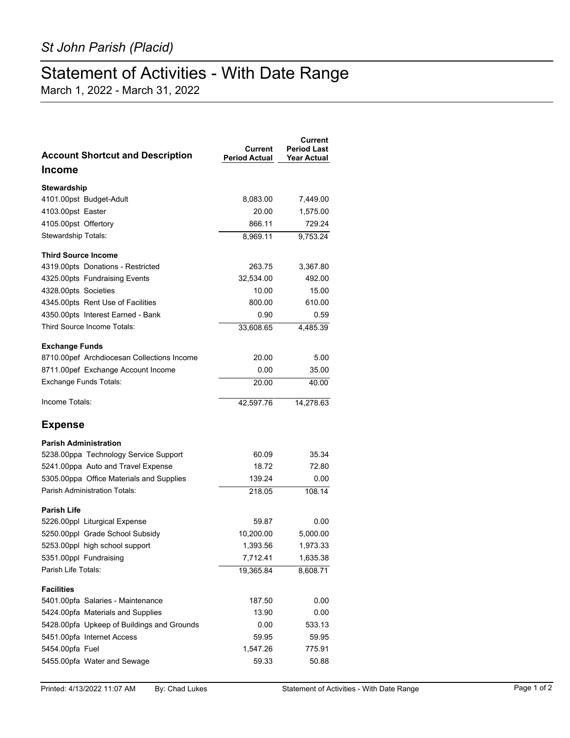*St John Parish (Placid)*

# Statement of Activities - With Date Range

March 1, 2022 - March 31, 2022

| Account Shortcut and Description | Current Period Actual | Current Period Last Year Actual |
|---|---|---|
| **Income** | | |
| **Stewardship** | | |
| 4101.00pst Budget-Adult | 8,083.00 | 7,449.00 |
| 4103.00pst Easter | 20.00 | 1,575.00 |
| 4105.00pst Offertory | 866.11 | 729.24 |
| Stewardship Totals: | 8,969.11 | 9,753.24 |
| **Third Source Income** | | |
| 4319.00pts Donations - Restricted | 263.75 | 3,367.80 |
| 4325.00pts Fundraising Events | 32,534.00 | 492.00 |
| 4328.00pts Societies | 10.00 | 15.00 |
| 4345.00pts Rent Use of Facilities | 800.00 | 610.00 |
| 4350.00pts Interest Earned - Bank | 0.90 | 0.59 |
| Third Source Income Totals: | 33,608.65 | 4,485.39 |
| **Exchange Funds** | | |
| 8710.00pef Archdiocesan Collections Income | 20.00 | 5.00 |
| 8711.00pef Exchange Account Income | 0.00 | 35.00 |
| Exchange Funds Totals: | 20.00 | 40.00 |
| Income Totals: | 42,597.76 | 14,278.63 |
| **Expense** | | |
| **Parish Administration** | | |
| 5238.00ppa Technology Service Support | 60.09 | 35.34 |
| 5241.00ppa Auto and Travel Expense | 18.72 | 72.80 |
| 5305.00ppa Office Materials and Supplies | 139.24 | 0.00 |
| Parish Administration Totals: | 218.05 | 108.14 |
| **Parish Life** | | |
| 5226.00ppl Liturgical Expense | 59.87 | 0.00 |
| 5250.00ppl Grade School Subsidy | 10,200.00 | 5,000.00 |
| 5253.00ppl high school support | 1,393.56 | 1,973.33 |
| 5351.00ppl Fundraising | 7,712.41 | 1,635.38 |
| Parish Life Totals: | 19,365.84 | 8,608.71 |
| **Facilities** | | |
| 5401.00pfa Salaries - Maintenance | 187.50 | 0.00 |
| 5424.00pfa Materials and Supplies | 13.90 | 0.00 |
| 5428.00pfa Upkeep of Buildings and Grounds | 0.00 | 533.13 |
| 5451.00pfa Internet Access | 59.95 | 59.95 |
| 5454.00pfa Fuel | 1,547.26 | 775.91 |
| 5455.00pfa Water and Sewage | 59.33 | 50.88 |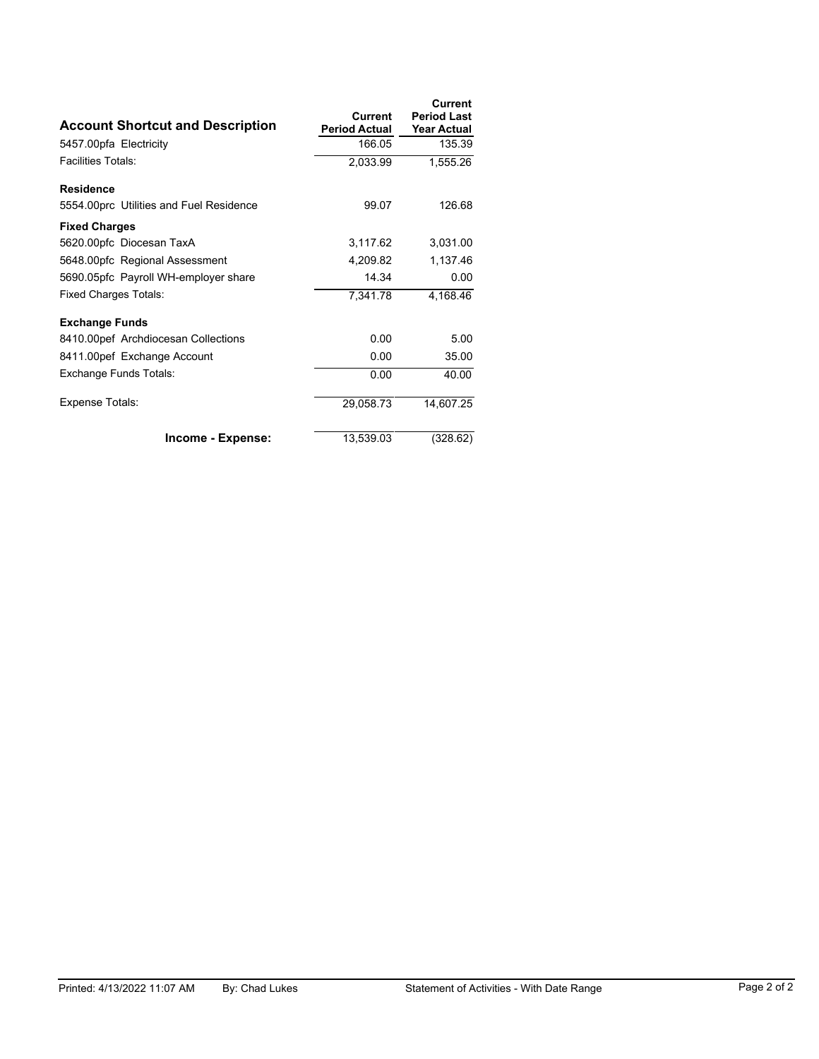| Account Shortcut and Description | Current Period Actual | Current Period Last Year Actual |
|---|---|---|
| 5457.00pfa Electricity | 166.05 | 135.39 |
| Facilities Totals: | 2,033.99 | 1,555.26 |
| **Residence** | | |
| 5554.00prc Utilities and Fuel Residence | 99.07 | 126.68 |
| **Fixed Charges** | | |
| 5620.00pfc Diocesan TaxA | 3,117.62 | 3,031.00 |
| 5648.00pfc Regional Assessment | 4,209.82 | 1,137.46 |
| 5690.05pfc Payroll WH-employer share | 14.34 | 0.00 |
| Fixed Charges Totals: | 7,341.78 | 4,168.46 |
| **Exchange Funds** | | |
| 8410.00pef Archdiocesan Collections | 0.00 | 5.00 |
| 8411.00pef Exchange Account | 0.00 | 35.00 |
| Exchange Funds Totals: | 0.00 | 40.00 |
| Expense Totals: | 29,058.73 | 14,607.25 |
| **Income - Expense:** | 13,539.03 | (328.62) |

Printed: 4/13/2022 11:07 AM By: Chad Lukes Statement of Activities - With Date Range